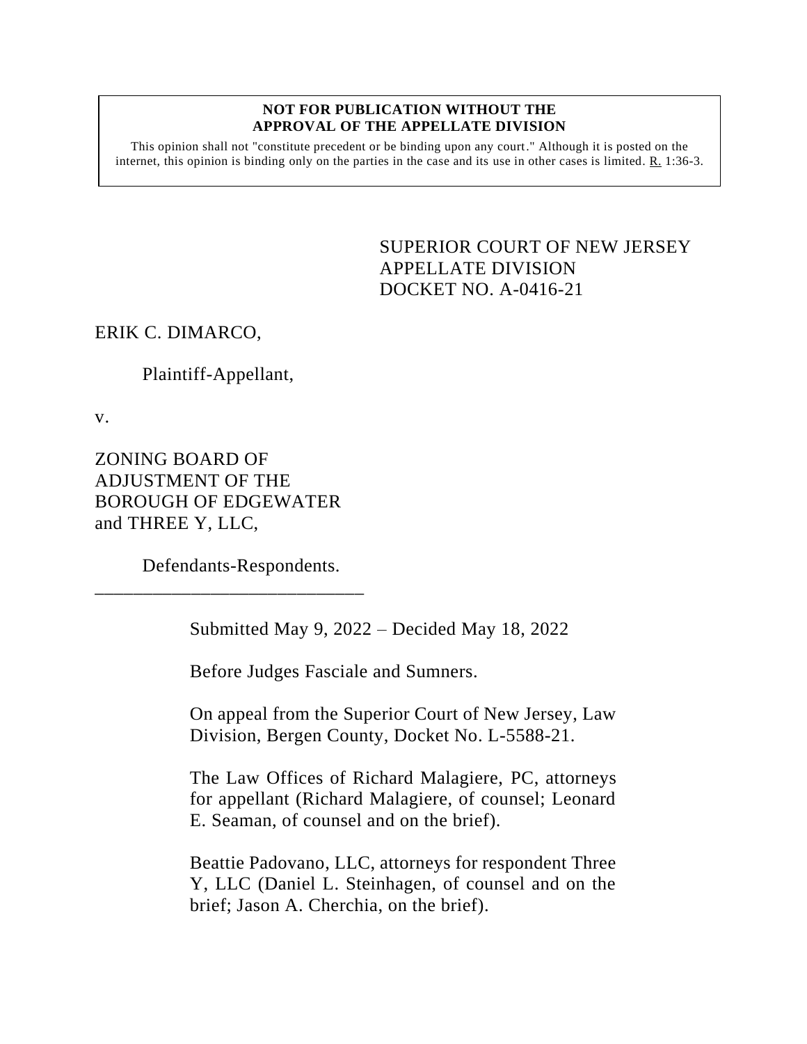**NOT FOR PUBLICATION WITHOUT THE APPROVAL OF THE APPELLATE DIVISION**

This opinion shall not "constitute precedent or be binding upon any court." Although it is posted on the internet, this opinion is binding only on the parties in the case and its use in other cases is limited. R. 1:36-3.

SUPERIOR COURT OF NEW JERSEY
APPELLATE DIVISION
DOCKET NO. A-0416-21

ERIK C. DIMARCO,

Plaintiff-Appellant,

v.

ZONING BOARD OF ADJUSTMENT OF THE BOROUGH OF EDGEWATER and THREE Y, LLC,

Defendants-Respondents.

\_\_\_\_\_\_\_\_\_\_\_\_\_\_\_\_\_\_\_\_\_\_\_\_\_\_\_\_\_\_

Submitted May 9, 2022 – Decided May 18, 2022

Before Judges Fasciale and Sumners.

On appeal from the Superior Court of New Jersey, Law Division, Bergen County, Docket No. L-5588-21.

The Law Offices of Richard Malagiere, PC, attorneys for appellant (Richard Malagiere, of counsel; Leonard E. Seaman, of counsel and on the brief).

Beattie Padovano, LLC, attorneys for respondent Three Y, LLC (Daniel L. Steinhagen, of counsel and on the brief; Jason A. Cherchia, on the brief).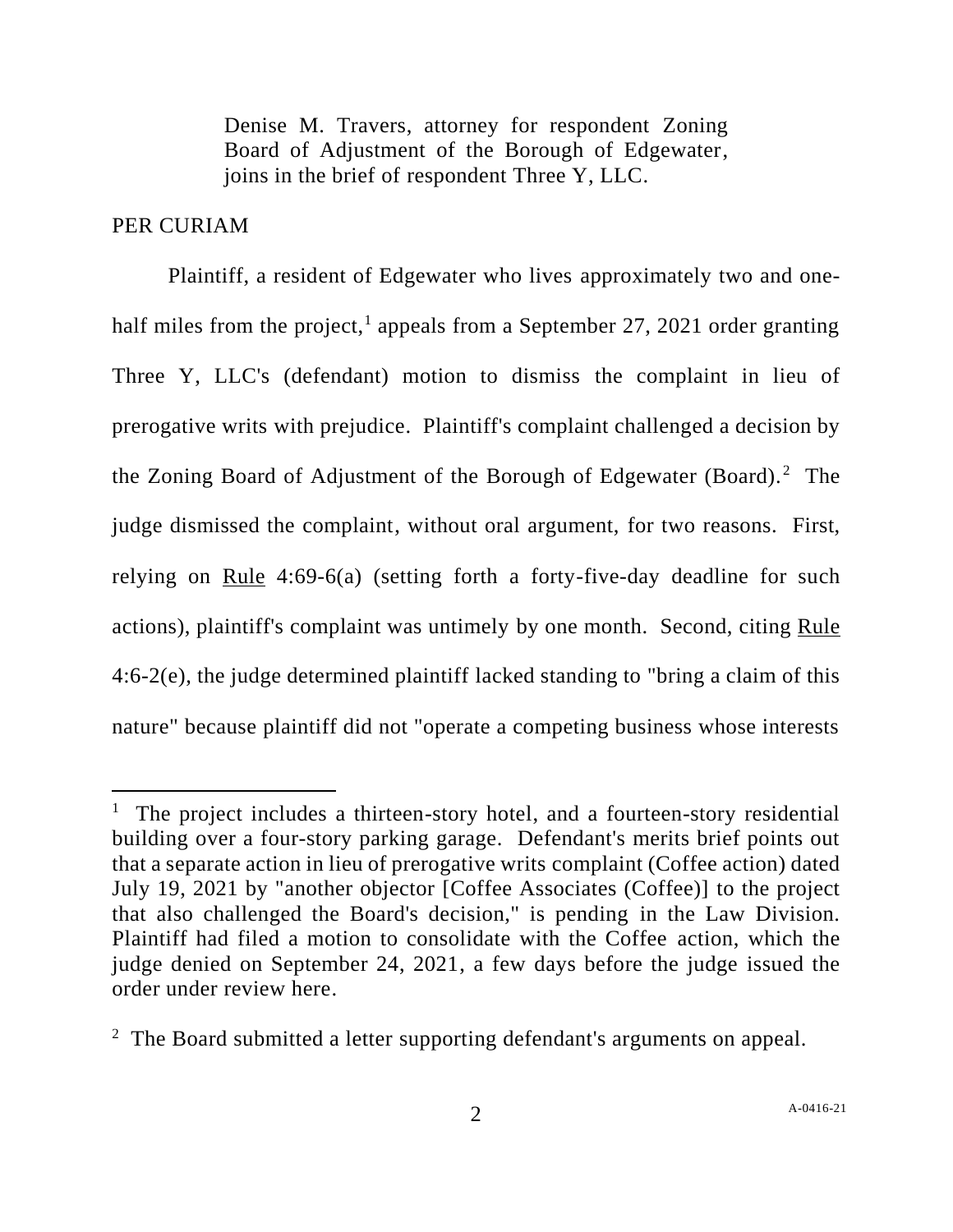Denise M. Travers, attorney for respondent Zoning Board of Adjustment of the Borough of Edgewater, joins in the brief of respondent Three Y, LLC.

PER CURIAM

Plaintiff, a resident of Edgewater who lives approximately two and one-half miles from the project,[1] appeals from a September 27, 2021 order granting Three Y, LLC's (defendant) motion to dismiss the complaint in lieu of prerogative writs with prejudice. Plaintiff's complaint challenged a decision by the Zoning Board of Adjustment of the Borough of Edgewater (Board).[2] The judge dismissed the complaint, without oral argument, for two reasons. First, relying on Rule 4:69-6(a) (setting forth a forty-five-day deadline for such actions), plaintiff's complaint was untimely by one month. Second, citing Rule 4:6-2(e), the judge determined plaintiff lacked standing to "bring a claim of this nature" because plaintiff did not "operate a competing business whose interests

---

[1] The project includes a thirteen-story hotel, and a fourteen-story residential building over a four-story parking garage. Defendant's merits brief points out that a separate action in lieu of prerogative writs complaint (Coffee action) dated July 19, 2021 by "another objector [Coffee Associates (Coffee)] to the project that also challenged the Board's decision," is pending in the Law Division. Plaintiff had filed a motion to consolidate with the Coffee action, which the judge denied on September 24, 2021, a few days before the judge issued the order under review here.

[2] The Board submitted a letter supporting defendant's arguments on appeal.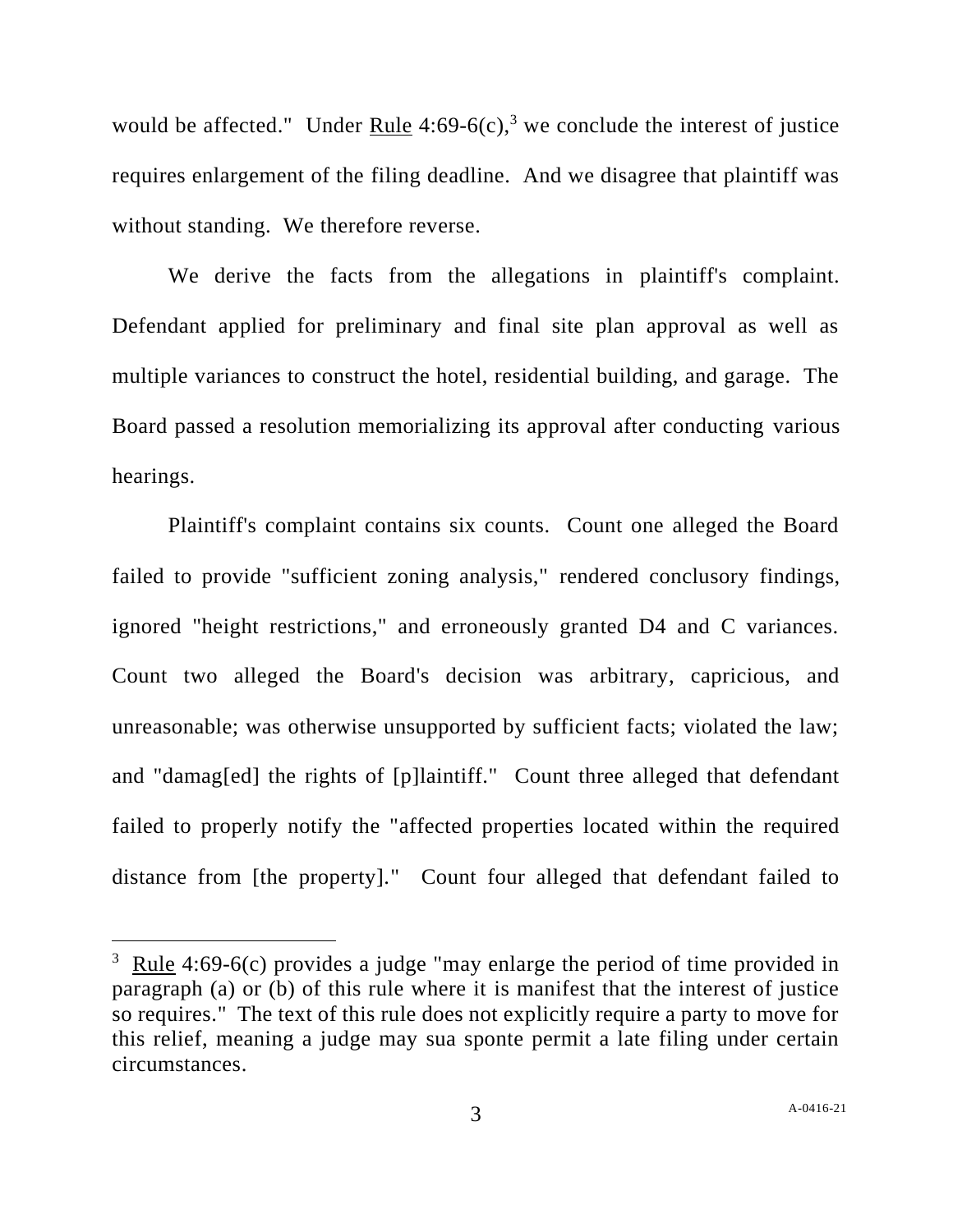would be affected." Under Rule 4:69-6(c),[3] we conclude the interest of justice requires enlargement of the filing deadline. And we disagree that plaintiff was without standing. We therefore reverse.

We derive the facts from the allegations in plaintiff's complaint. Defendant applied for preliminary and final site plan approval as well as multiple variances to construct the hotel, residential building, and garage. The Board passed a resolution memorializing its approval after conducting various hearings.

Plaintiff's complaint contains six counts. Count one alleged the Board failed to provide "sufficient zoning analysis," rendered conclusory findings, ignored "height restrictions," and erroneously granted D4 and C variances. Count two alleged the Board's decision was arbitrary, capricious, and unreasonable; was otherwise unsupported by sufficient facts; violated the law; and "damag[ed] the rights of [p]laintiff." Count three alleged that defendant failed to properly notify the "affected properties located within the required distance from [the property]." Count four alleged that defendant failed to

---

[3] Rule 4:69-6(c) provides a judge "may enlarge the period of time provided in paragraph (a) or (b) of this rule where it is manifest that the interest of justice so requires." The text of this rule does not explicitly require a party to move for this relief, meaning a judge may sua sponte permit a late filing under certain circumstances.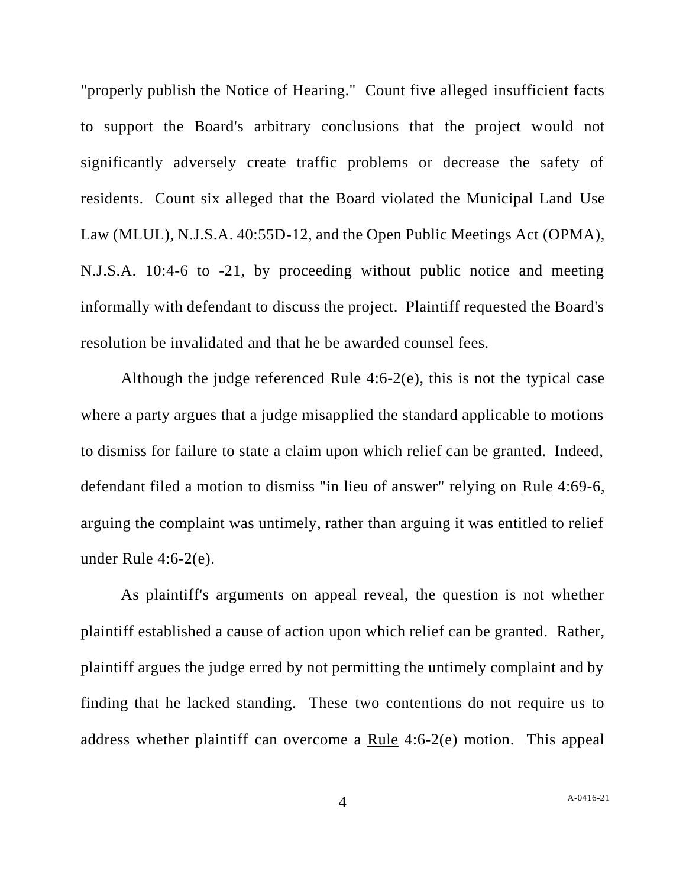"properly publish the Notice of Hearing." Count five alleged insufficient facts to support the Board's arbitrary conclusions that the project would not significantly adversely create traffic problems or decrease the safety of residents. Count six alleged that the Board violated the Municipal Land Use Law (MLUL), N.J.S.A. 40:55D-12, and the Open Public Meetings Act (OPMA), N.J.S.A. 10:4-6 to -21, by proceeding without public notice and meeting informally with defendant to discuss the project. Plaintiff requested the Board's resolution be invalidated and that he be awarded counsel fees.

Although the judge referenced Rule 4:6-2(e), this is not the typical case where a party argues that a judge misapplied the standard applicable to motions to dismiss for failure to state a claim upon which relief can be granted. Indeed, defendant filed a motion to dismiss "in lieu of answer" relying on Rule 4:69-6, arguing the complaint was untimely, rather than arguing it was entitled to relief under Rule 4:6-2(e).

As plaintiff's arguments on appeal reveal, the question is not whether plaintiff established a cause of action upon which relief can be granted. Rather, plaintiff argues the judge erred by not permitting the untimely complaint and by finding that he lacked standing. These two contentions do not require us to address whether plaintiff can overcome a Rule 4:6-2(e) motion. This appeal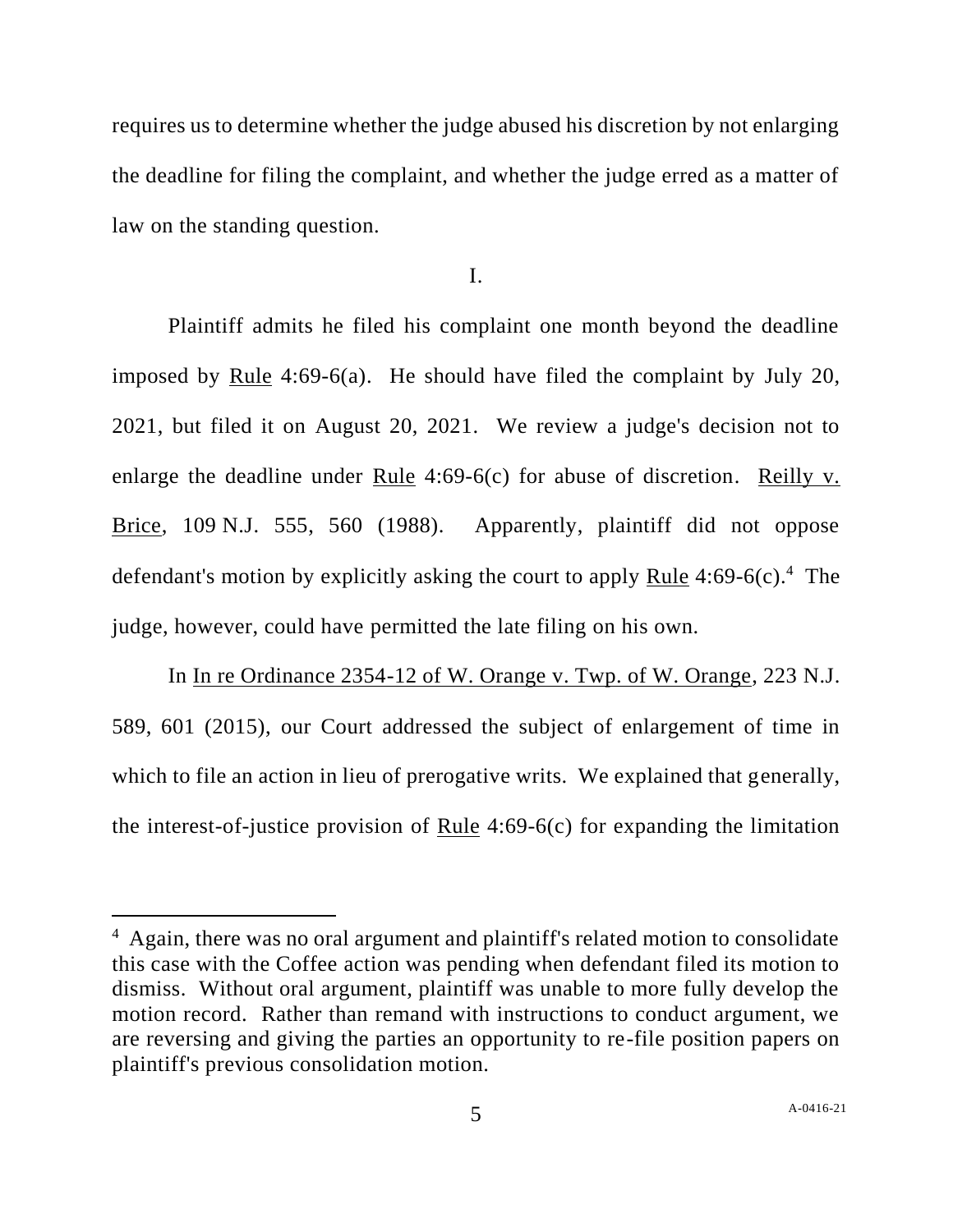requires us to determine whether the judge abused his discretion by not enlarging the deadline for filing the complaint, and whether the judge erred as a matter of law on the standing question.

I.

Plaintiff admits he filed his complaint one month beyond the deadline imposed by Rule 4:69-6(a). He should have filed the complaint by July 20, 2021, but filed it on August 20, 2021. We review a judge's decision not to enlarge the deadline under Rule 4:69-6(c) for abuse of discretion. Reilly v. Brice, 109 N.J. 555, 560 (1988). Apparently, plaintiff did not oppose defendant's motion by explicitly asking the court to apply Rule 4:69-6(c).[4] The judge, however, could have permitted the late filing on his own.

In In re Ordinance 2354-12 of W. Orange v. Twp. of W. Orange, 223 N.J. 589, 601 (2015), our Court addressed the subject of enlargement of time in which to file an action in lieu of prerogative writs. We explained that generally, the interest-of-justice provision of Rule 4:69-6(c) for expanding the limitation

---

[4] Again, there was no oral argument and plaintiff's related motion to consolidate this case with the Coffee action was pending when defendant filed its motion to dismiss. Without oral argument, plaintiff was unable to more fully develop the motion record. Rather than remand with instructions to conduct argument, we are reversing and giving the parties an opportunity to re-file position papers on plaintiff's previous consolidation motion.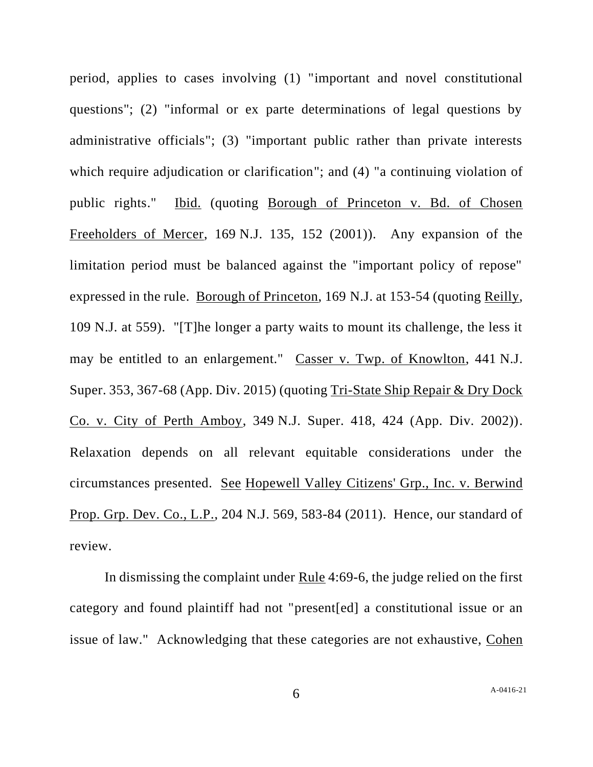period, applies to cases involving (1) "important and novel constitutional questions"; (2) "informal or ex parte determinations of legal questions by administrative officials"; (3) "important public rather than private interests which require adjudication or clarification"; and (4) "a continuing violation of public rights." Ibid. (quoting Borough of Princeton v. Bd. of Chosen Freeholders of Mercer, 169 N.J. 135, 152 (2001)). Any expansion of the limitation period must be balanced against the "important policy of repose" expressed in the rule. Borough of Princeton, 169 N.J. at 153-54 (quoting Reilly, 109 N.J. at 559). "[T]he longer a party waits to mount its challenge, the less it may be entitled to an enlargement." Casser v. Twp. of Knowlton, 441 N.J. Super. 353, 367-68 (App. Div. 2015) (quoting Tri-State Ship Repair & Dry Dock Co. v. City of Perth Amboy, 349 N.J. Super. 418, 424 (App. Div. 2002)). Relaxation depends on all relevant equitable considerations under the circumstances presented. See Hopewell Valley Citizens' Grp., Inc. v. Berwind Prop. Grp. Dev. Co., L.P., 204 N.J. 569, 583-84 (2011). Hence, our standard of review.

In dismissing the complaint under Rule 4:69-6, the judge relied on the first category and found plaintiff had not "present[ed] a constitutional issue or an issue of law." Acknowledging that these categories are not exhaustive, Cohen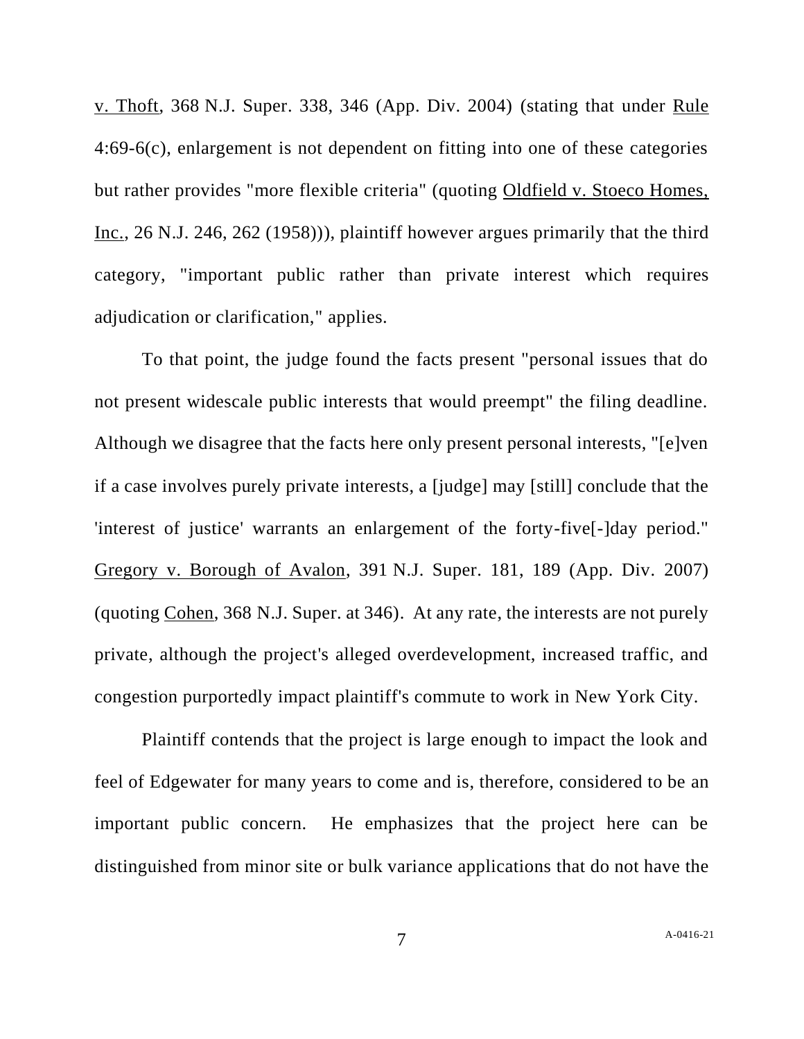v. Thoft, 368 N.J. Super. 338, 346 (App. Div. 2004) (stating that under Rule 4:69-6(c), enlargement is not dependent on fitting into one of these categories but rather provides "more flexible criteria" (quoting Oldfield v. Stoeco Homes, Inc., 26 N.J. 246, 262 (1958))), plaintiff however argues primarily that the third category, "important public rather than private interest which requires adjudication or clarification," applies.

To that point, the judge found the facts present "personal issues that do not present widescale public interests that would preempt" the filing deadline. Although we disagree that the facts here only present personal interests, "[e]ven if a case involves purely private interests, a [judge] may [still] conclude that the 'interest of justice' warrants an enlargement of the forty-five[-]day period." Gregory v. Borough of Avalon, 391 N.J. Super. 181, 189 (App. Div. 2007) (quoting Cohen, 368 N.J. Super. at 346). At any rate, the interests are not purely private, although the project's alleged overdevelopment, increased traffic, and congestion purportedly impact plaintiff's commute to work in New York City.

Plaintiff contends that the project is large enough to impact the look and feel of Edgewater for many years to come and is, therefore, considered to be an important public concern. He emphasizes that the project here can be distinguished from minor site or bulk variance applications that do not have the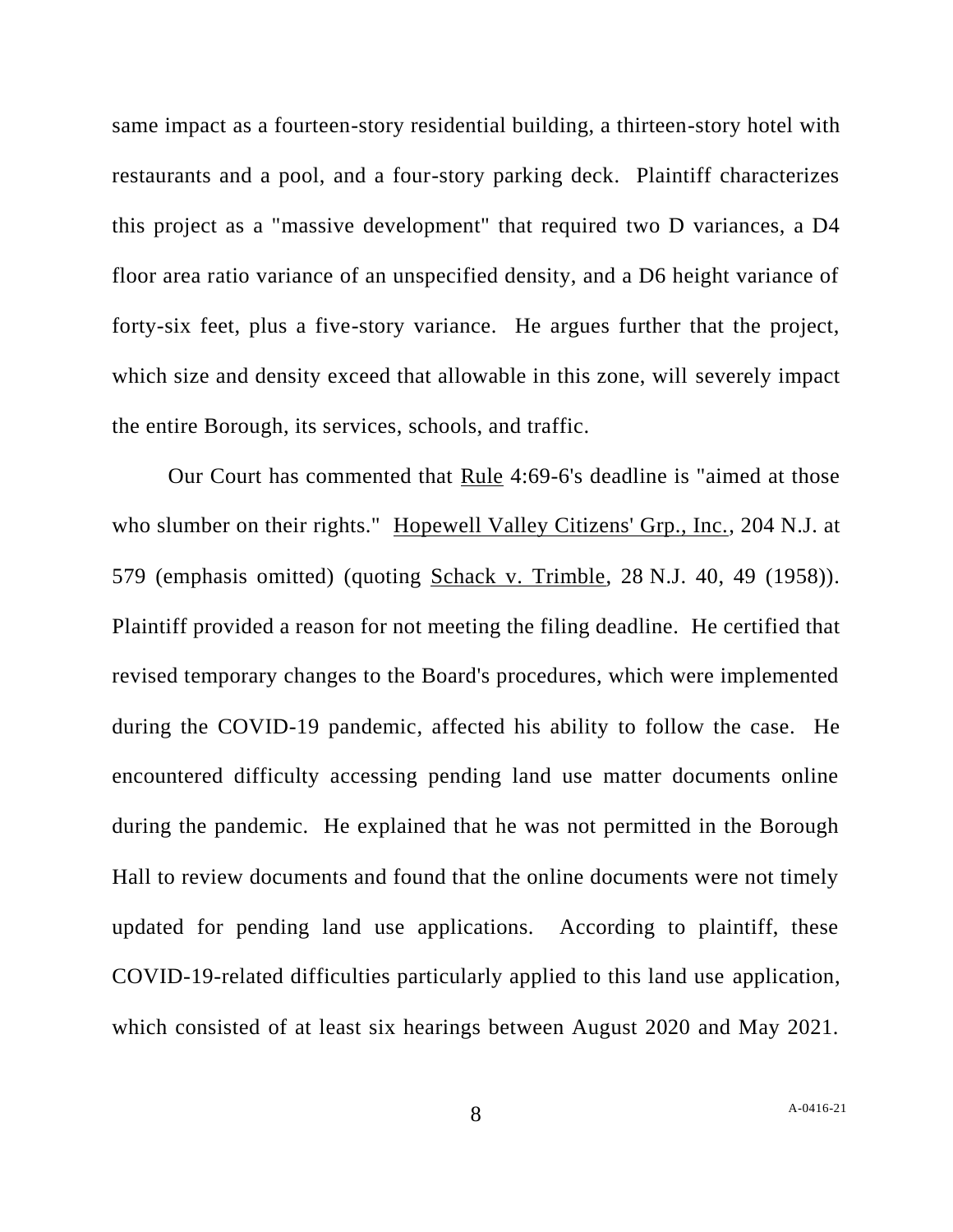same impact as a fourteen-story residential building, a thirteen-story hotel with restaurants and a pool, and a four-story parking deck. Plaintiff characterizes this project as a "massive development" that required two D variances, a D4 floor area ratio variance of an unspecified density, and a D6 height variance of forty-six feet, plus a five-story variance. He argues further that the project, which size and density exceed that allowable in this zone, will severely impact the entire Borough, its services, schools, and traffic.

Our Court has commented that Rule 4:69-6's deadline is "aimed at those who slumber on their rights." Hopewell Valley Citizens' Grp., Inc., 204 N.J. at 579 (emphasis omitted) (quoting Schack v. Trimble, 28 N.J. 40, 49 (1958)). Plaintiff provided a reason for not meeting the filing deadline. He certified that revised temporary changes to the Board's procedures, which were implemented during the COVID-19 pandemic, affected his ability to follow the case. He encountered difficulty accessing pending land use matter documents online during the pandemic. He explained that he was not permitted in the Borough Hall to review documents and found that the online documents were not timely updated for pending land use applications. According to plaintiff, these COVID-19-related difficulties particularly applied to this land use application, which consisted of at least six hearings between August 2020 and May 2021.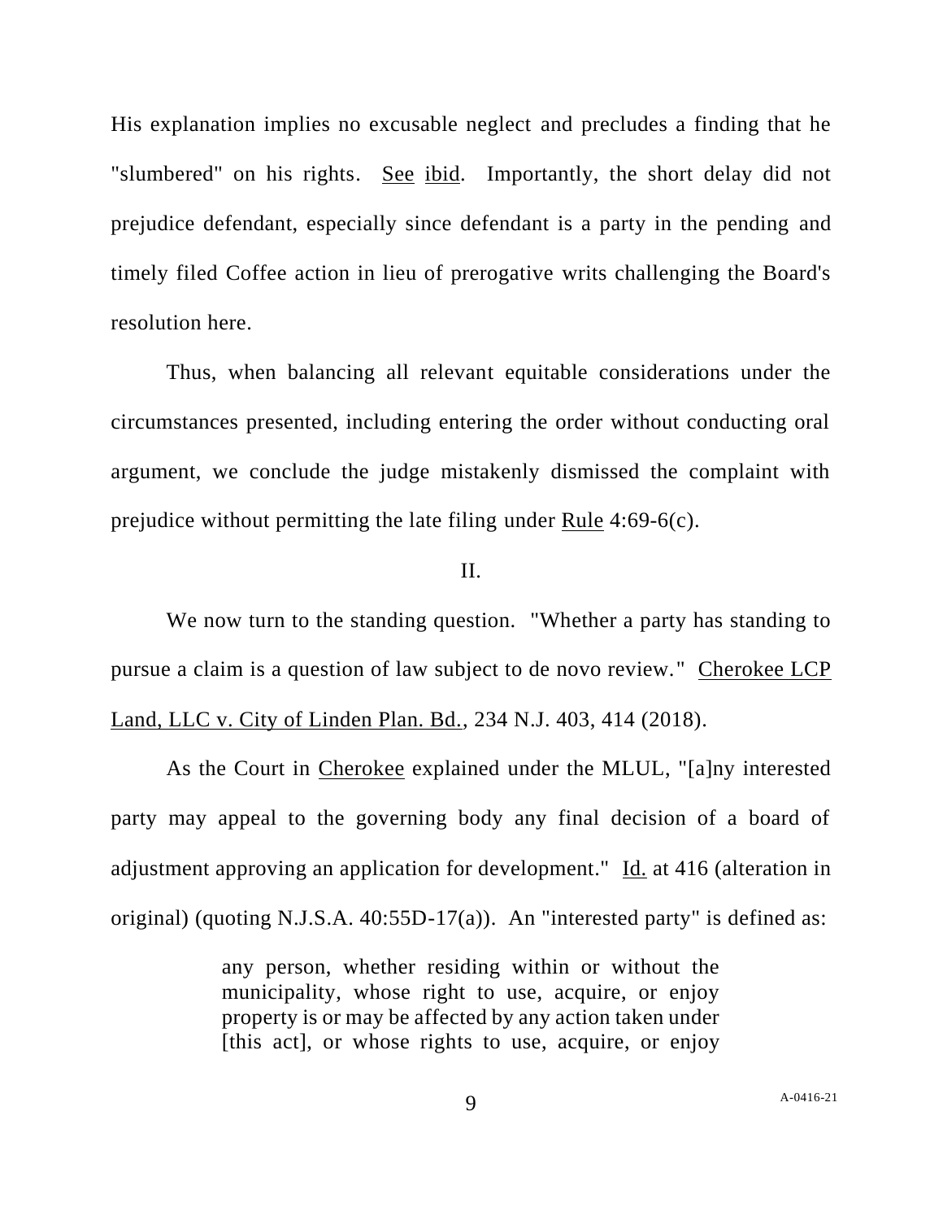His explanation implies no excusable neglect and precludes a finding that he "slumbered" on his rights. See ibid. Importantly, the short delay did not prejudice defendant, especially since defendant is a party in the pending and timely filed Coffee action in lieu of prerogative writs challenging the Board's resolution here.

Thus, when balancing all relevant equitable considerations under the circumstances presented, including entering the order without conducting oral argument, we conclude the judge mistakenly dismissed the complaint with prejudice without permitting the late filing under Rule 4:69-6(c).

## II.

We now turn to the standing question. "Whether a party has standing to pursue a claim is a question of law subject to de novo review." Cherokee LCP Land, LLC v. City of Linden Plan. Bd., 234 N.J. 403, 414 (2018).

As the Court in Cherokee explained under the MLUL, "[a]ny interested party may appeal to the governing body any final decision of a board of adjustment approving an application for development." Id. at 416 (alteration in original) (quoting N.J.S.A. 40:55D-17(a)). An "interested party" is defined as:

> any person, whether residing within or without the municipality, whose right to use, acquire, or enjoy property is or may be affected by any action taken under [this act], or whose rights to use, acquire, or enjoy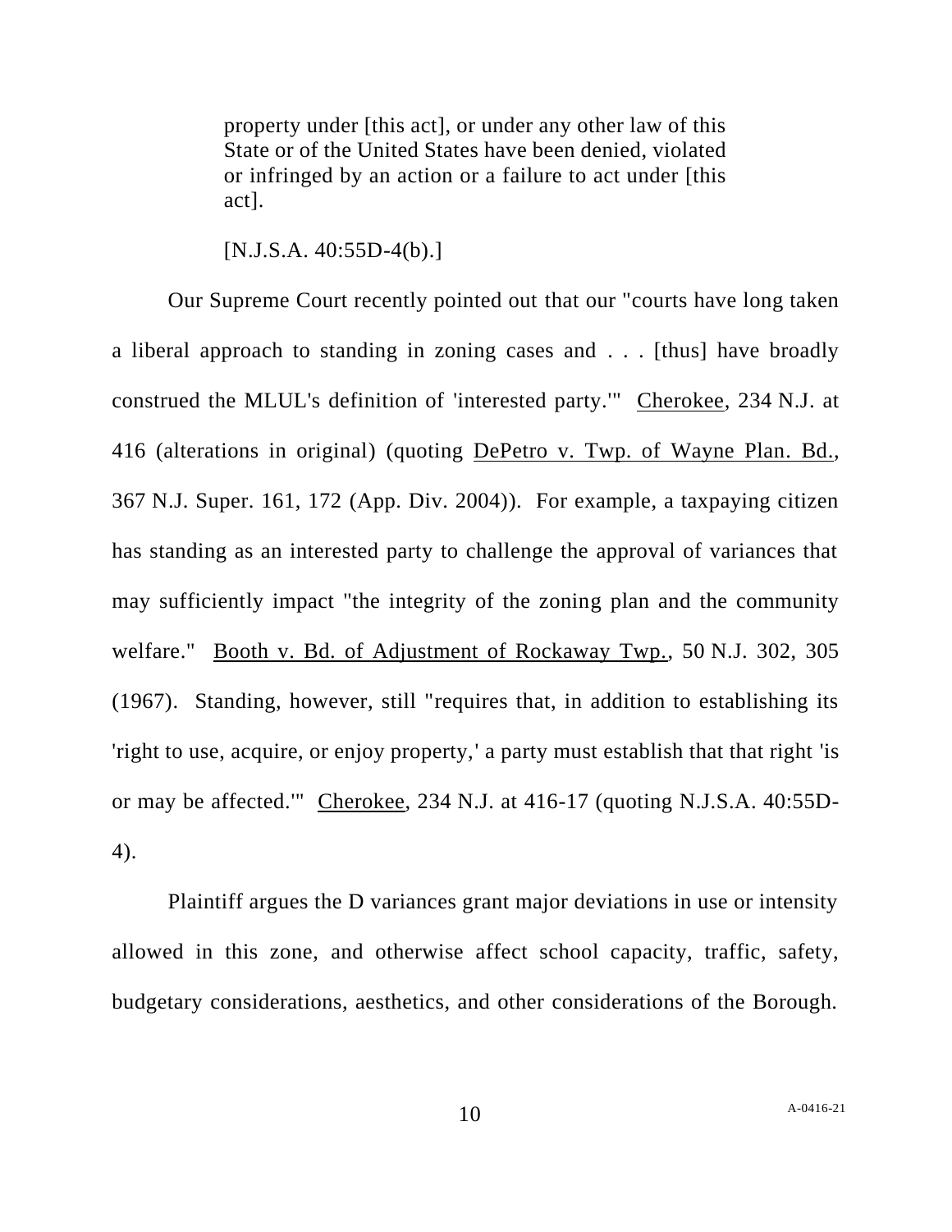> property under [this act], or under any other law of this State or of the United States have been denied, violated or infringed by an action or a failure to act under [this act].
>
> [N.J.S.A. 40:55D-4(b).]

Our Supreme Court recently pointed out that our "courts have long taken a liberal approach to standing in zoning cases and . . . [thus] have broadly construed the MLUL's definition of 'interested party.'" Cherokee, 234 N.J. at 416 (alterations in original) (quoting DePetro v. Twp. of Wayne Plan. Bd., 367 N.J. Super. 161, 172 (App. Div. 2004)). For example, a taxpaying citizen has standing as an interested party to challenge the approval of variances that may sufficiently impact "the integrity of the zoning plan and the community welfare." Booth v. Bd. of Adjustment of Rockaway Twp., 50 N.J. 302, 305 (1967). Standing, however, still "requires that, in addition to establishing its 'right to use, acquire, or enjoy property,' a party must establish that that right 'is or may be affected.'" Cherokee, 234 N.J. at 416-17 (quoting N.J.S.A. 40:55D-4).

Plaintiff argues the D variances grant major deviations in use or intensity allowed in this zone, and otherwise affect school capacity, traffic, safety, budgetary considerations, aesthetics, and other considerations of the Borough.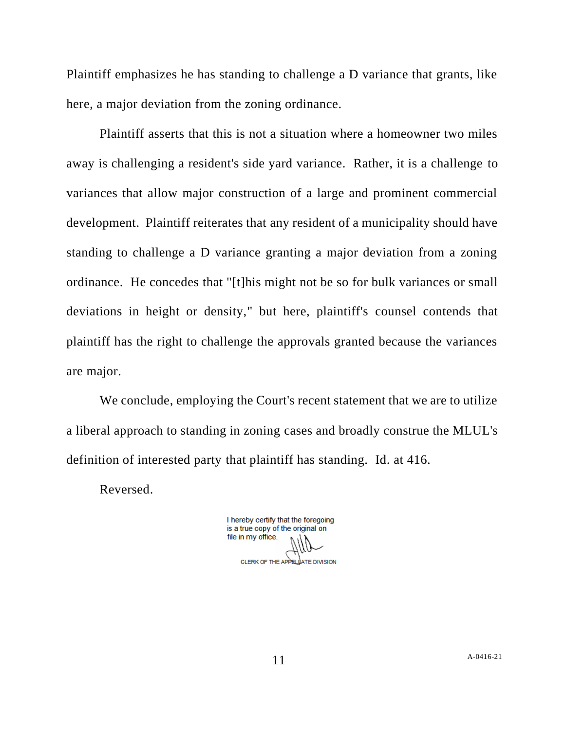Plaintiff emphasizes he has standing to challenge a D variance that grants, like here, a major deviation from the zoning ordinance.

Plaintiff asserts that this is not a situation where a homeowner two miles away is challenging a resident's side yard variance. Rather, it is a challenge to variances that allow major construction of a large and prominent commercial development. Plaintiff reiterates that any resident of a municipality should have standing to challenge a D variance granting a major deviation from a zoning ordinance. He concedes that "[t]his might not be so for bulk variances or small deviations in height or density," but here, plaintiff's counsel contends that plaintiff has the right to challenge the approvals granted because the variances are major.

We conclude, employing the Court's recent statement that we are to utilize a liberal approach to standing in zoning cases and broadly construe the MLUL's definition of interested party that plaintiff has standing. Id. at 416.

Reversed.

I hereby certify that the foregoing is a true copy of the original on file in my office.

CLERK OF THE APPELLATE DIVISION